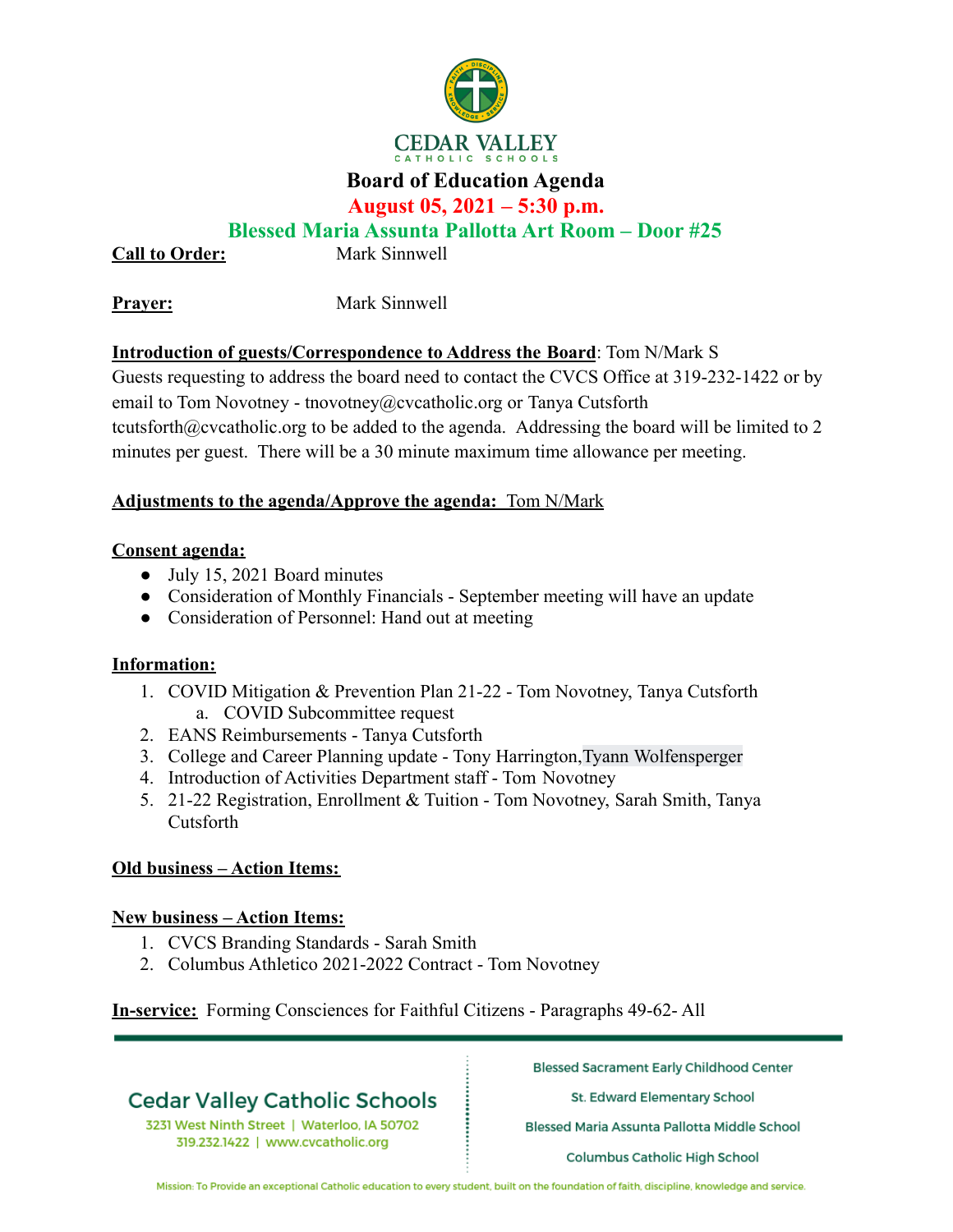# CEDAR VALLEY
CATHOLIC SCHOOLS

## Board of Education Agenda

**August 05, 2021 – 5:30 p.m.**

**Blessed Maria Assunta Pallotta Art Room – Door #25**

**Call to Order:** Mark Sinnwell

**Prayer:** Mark Sinnwell

**Introduction of guests/Correspondence to Address the Board**: Tom N/Mark S
Guests requesting to address the board need to contact the CVCS Office at 319-232-1422 or by email to Tom Novotney - tnovotney@cvcatholic.org or Tanya Cutsforth tcutsforth@cvcatholic.org to be added to the agenda. Addressing the board will be limited to 2 minutes per guest. There will be a 30 minute maximum time allowance per meeting.

**Adjustments to the agenda/Approve the agenda:** Tom N/Mark

**Consent agenda:**

- July 15, 2021 Board minutes
- Consideration of Monthly Financials - September meeting will have an update
- Consideration of Personnel: Hand out at meeting

**Information:**

1. COVID Mitigation & Prevention Plan 21-22 - Tom Novotney, Tanya Cutsforth
   a. COVID Subcommittee request
2. EANS Reimbursements - Tanya Cutsforth
3. College and Career Planning update - Tony Harrington, Tyann Wolfensperger
4. Introduction of Activities Department staff - Tom Novotney
5. 21-22 Registration, Enrollment & Tuition - Tom Novotney, Sarah Smith, Tanya Cutsforth

**Old business – Action Items:**

**New business – Action Items:**

1. CVCS Branding Standards - Sarah Smith
2. Columbus Athletico 2021-2022 Contract - Tom Novotney

**In-service:** Forming Consciences for Faithful Citizens - Paragraphs 49-62- All

Cedar Valley Catholic Schools
3231 West Ninth Street | Waterloo, IA 50702
319.232.1422 | www.cvcatholic.org

Blessed Sacrament Early Childhood Center
St. Edward Elementary School
Blessed Maria Assunta Pallotta Middle School
Columbus Catholic High School

Mission: To Provide an exceptional Catholic education to every student, built on the foundation of faith, discipline, knowledge and service.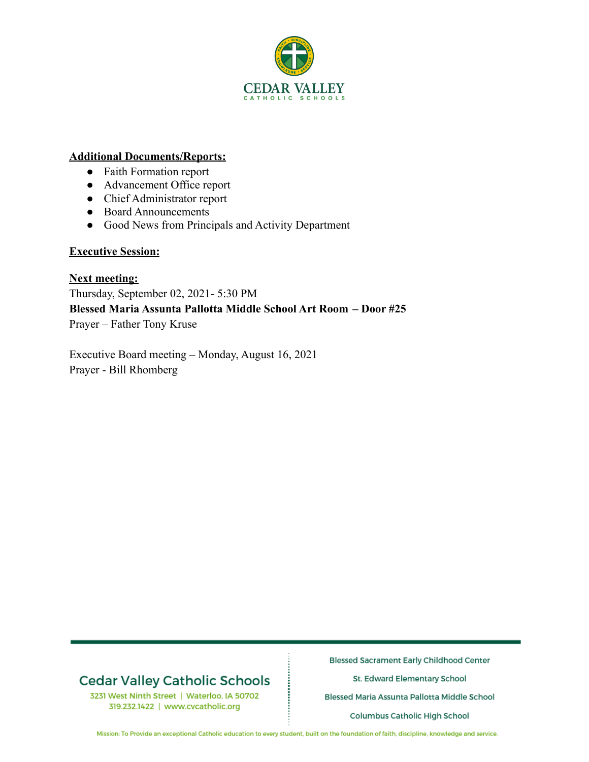**Additional Documents/Reports:**

- Faith Formation report
- Advancement Office report
- Chief Administrator report
- Board Announcements
- Good News from Principals and Activity Department

**Executive Session:**

**Next meeting:**

Thursday, September 02, 2021- 5:30 PM

**Blessed Maria Assunta Pallotta Middle School Art Room – Door #25**

Prayer – Father Tony Kruse

Executive Board meeting – Monday, August 16, 2021

Prayer - Bill Rhomberg